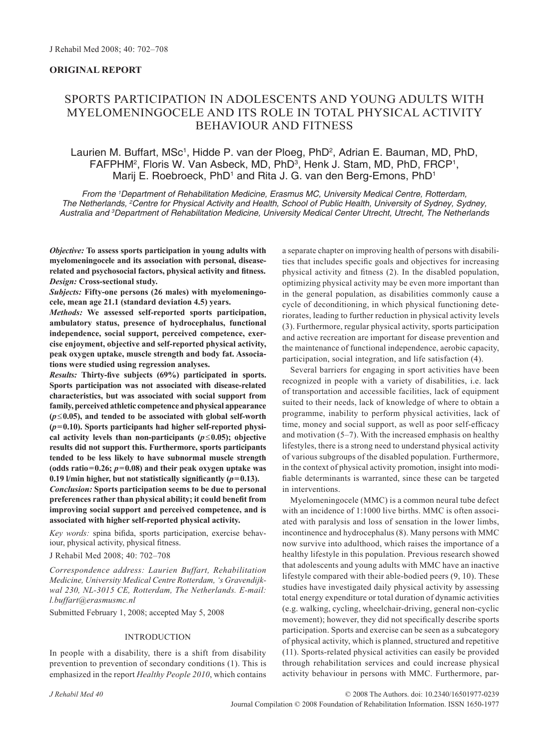**ORIGINAL REPORT**

# SPORTS PARTICIPATION IN ADOLESCENTS AND YOUNG ADULTS WITH MYELOMENINGOCELE AND ITS ROLE IN TOTAL PHYSICAL ACTIVITY BEHAVIOUR AND FITNESS

Laurien M. Buffart, MSc[1], Hidde P. van der Ploeg, PhD[2], Adrian E. Bauman, MD, PhD, FAFPHM[2], Floris W. Van Asbeck, MD, PhD[3], Henk J. Stam, MD, PhD, FRCP[1], Marij E. Roebroeck, PhD[1] and Rita J. G. van den Berg-Emons, PhD[1]

*From the [1]Department of Rehabilitation Medicine, Erasmus MC, University Medical Centre, Rotterdam, The Netherlands, [2]Centre for Physical Activity and Health, School of Public Health, University of Sydney, Sydney, Australia and [3]Department of Rehabilitation Medicine, University Medical Center Utrecht, Utrecht, The Netherlands*

***Objective:*** **To assess sports participation in young adults with myelomeningocele and its association with personal, disease-related and psychosocial factors, physical activity and fitness.**

***Design:*** **Cross-sectional study.**

***Subjects:*** **Fifty-one persons (26 males) with myelomeningocele, mean age 21.1 (standard deviation 4.5) years.**

***Methods:*** **We assessed self-reported sports participation, ambulatory status, presence of hydrocephalus, functional independence, social support, perceived competence, exercise enjoyment, objective and self-reported physical activity, peak oxygen uptake, muscle strength and body fat. Associations were studied using regression analyses.**

***Results:*** **Thirty-five subjects (69%) participated in sports. Sports participation was not associated with disease-related characteristics, but was associated with social support from family, perceived athletic competence and physical appearance ($p \leq 0.05$), and tended to be associated with global self-worth ($p = 0.10$). Sports participants had higher self-reported physical activity levels than non-participants ($p \leq 0.05$); objective results did not support this. Furthermore, sports participants tended to be less likely to have subnormal muscle strength (odds ratio = 0.26; $p = 0.08$) and their peak oxygen uptake was 0.19 l/min higher, but not statistically significantly ($p = 0.13$).**

***Conclusion:*** **Sports participation seems to be due to personal preferences rather than physical ability; it could benefit from improving social support and perceived competence, and is associated with higher self-reported physical activity.**

*Key words:* spina bifida, sports participation, exercise behaviour, physical activity, physical fitness.

J Rehabil Med 2008; 40: 702–708

*Correspondence address: Laurien Buffart, Rehabilitation Medicine, University Medical Centre Rotterdam, 's Gravendijkwal 230, NL-3015 CE, Rotterdam, The Netherlands. E-mail: l.buffart@erasmusmc.nl*

Submitted February 1, 2008; accepted May 5, 2008

## INTRODUCTION

In people with a disability, there is a shift from disability prevention to prevention of secondary conditions (1). This is emphasized in the report *Healthy People 2010*, which contains a separate chapter on improving health of persons with disabilities that includes specific goals and objectives for increasing physical activity and fitness (2). In the disabled population, optimizing physical activity may be even more important than in the general population, as disabilities commonly cause a cycle of deconditioning, in which physical functioning deteriorates, leading to further reduction in physical activity levels (3). Furthermore, regular physical activity, sports participation and active recreation are important for disease prevention and the maintenance of functional independence, aerobic capacity, participation, social integration, and life satisfaction (4).

Several barriers for engaging in sport activities have been recognized in people with a variety of disabilities, i.e. lack of transportation and accessible facilities, lack of equipment suited to their needs, lack of knowledge of where to obtain a programme, inability to perform physical activities, lack of time, money and social support, as well as poor self-efficacy and motivation (5–7). With the increased emphasis on healthy lifestyles, there is a strong need to understand physical activity of various subgroups of the disabled population. Furthermore, in the context of physical activity promotion, insight into modifiable determinants is warranted, since these can be targeted in interventions.

Myelomeningocele (MMC) is a common neural tube defect with an incidence of 1:1000 live births. MMC is often associated with paralysis and loss of sensation in the lower limbs, incontinence and hydrocephalus (8). Many persons with MMC now survive into adulthood, which raises the importance of a healthy lifestyle in this population. Previous research showed that adolescents and young adults with MMC have an inactive lifestyle compared with their able-bodied peers (9, 10). These studies have investigated daily physical activity by assessing total energy expenditure or total duration of dynamic activities (e.g. walking, cycling, wheelchair-driving, general non-cyclic movement); however, they did not specifically describe sports participation. Sports and exercise can be seen as a subcategory of physical activity, which is planned, structured and repetitive (11). Sports-related physical activities can easily be provided through rehabilitation services and could increase physical activity behaviour in persons with MMC. Furthermore, par-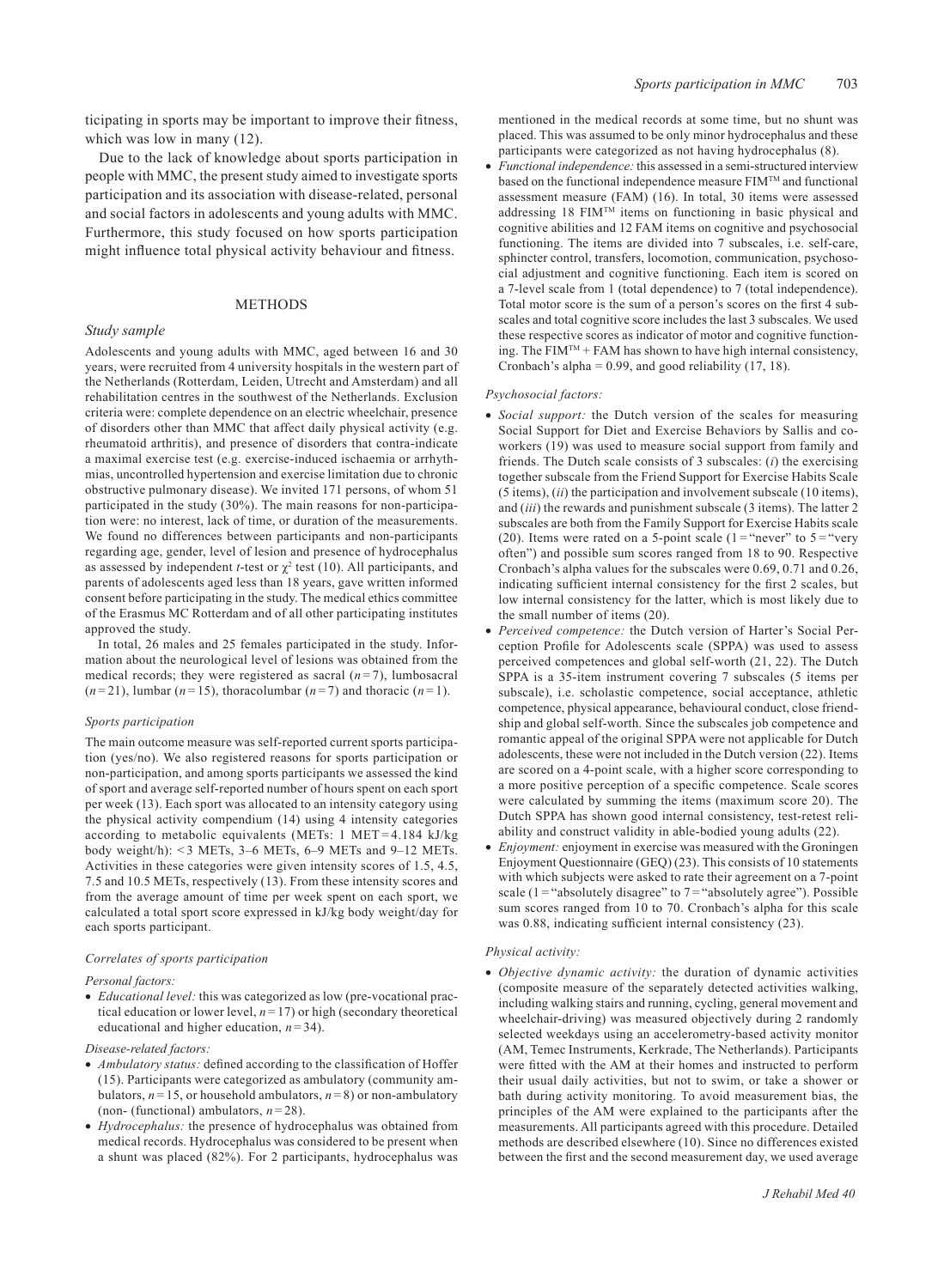ticipating in sports may be important to improve their fitness, which was low in many (12).

Due to the lack of knowledge about sports participation in people with MMC, the present study aimed to investigate sports participation and its association with disease-related, personal and social factors in adolescents and young adults with MMC. Furthermore, this study focused on how sports participation might influence total physical activity behaviour and fitness.

## METHODS

### *Study sample*

Adolescents and young adults with MMC, aged between 16 and 30 years, were recruited from 4 university hospitals in the western part of the Netherlands (Rotterdam, Leiden, Utrecht and Amsterdam) and all rehabilitation centres in the southwest of the Netherlands. Exclusion criteria were: complete dependence on an electric wheelchair, presence of disorders other than MMC that affect daily physical activity (e.g. rheumatoid arthritis), and presence of disorders that contra-indicate a maximal exercise test (e.g. exercise-induced ischaemia or arrhythmias, uncontrolled hypertension and exercise limitation due to chronic obstructive pulmonary disease). We invited 171 persons, of whom 51 participated in the study (30%). The main reasons for non-participation were: no interest, lack of time, or duration of the measurements. We found no differences between participants and non-participants regarding age, gender, level of lesion and presence of hydrocephalus as assessed by independent *t*-test or $\chi^2$ test (10). All participants, and parents of adolescents aged less than 18 years, gave written informed consent before participating in the study. The medical ethics committee of the Erasmus MC Rotterdam and of all other participating institutes approved the study.

In total, 26 males and 25 females participated in the study. Information about the neurological level of lesions was obtained from the medical records; they were registered as sacral ($n=7$), lumbosacral ($n=21$), lumbar ($n=15$), thoracolumbar ($n=7$) and thoracic ($n=1$).

#### *Sports participation*

The main outcome measure was self-reported current sports participation (yes/no). We also registered reasons for sports participation or non-participation, and among sports participants we assessed the kind of sport and average self-reported number of hours spent on each sport per week (13). Each sport was allocated to an intensity category using the physical activity compendium (14) using 4 intensity categories according to metabolic equivalents (METs: 1 MET = 4.184 kJ/kg body weight/h): <3 METs, 3–6 METs, 6–9 METs and 9–12 METs. Activities in these categories were given intensity scores of 1.5, 4.5, 7.5 and 10.5 METs, respectively (13). From these intensity scores and from the average amount of time per week spent on each sport, we calculated a total sport score expressed in kJ/kg body weight/day for each sports participant.

#### *Correlates of sports participation*

*Personal factors:*

- *Educational level:* this was categorized as low (pre-vocational practical education or lower level, $n=17$) or high (secondary theoretical educational and higher education, $n=34$).

*Disease-related factors:*

- *Ambulatory status:* defined according to the classification of Hoffer (15). Participants were categorized as ambulatory (community ambulators, $n=15$, or household ambulators, $n=8$) or non-ambulatory (non- (functional) ambulators, $n=28$).
- *Hydrocephalus:* the presence of hydrocephalus was obtained from medical records. Hydrocephalus was considered to be present when a shunt was placed (82%). For 2 participants, hydrocephalus was mentioned in the medical records at some time, but no shunt was placed. This was assumed to be only minor hydrocephalus and these participants were categorized as not having hydrocephalus (8).
- *Functional independence:* this assessed in a semi-structured interview based on the functional independence measure FIM™ and functional assessment measure (FAM) (16). In total, 30 items were assessed addressing 18 FIM™ items on functioning in basic physical and cognitive abilities and 12 FAM items on cognitive and psychosocial functioning. The items are divided into 7 subscales, i.e. self-care, sphincter control, transfers, locomotion, communication, psychosocial adjustment and cognitive functioning. Each item is scored on a 7-level scale from 1 (total dependence) to 7 (total independence). Total motor score is the sum of a person's scores on the first 4 subscales and total cognitive score includes the last 3 subscales. We used these respective scores as indicator of motor and cognitive functioning. The FIM™ + FAM has shown to have high internal consistency, Cronbach's alpha = 0.99, and good reliability (17, 18).

*Psychosocial factors:*

- *Social support:* the Dutch version of the scales for measuring Social Support for Diet and Exercise Behaviors by Sallis and coworkers (19) was used to measure social support from family and friends. The Dutch scale consists of 3 subscales: (*i*) the exercising together subscale from the Friend Support for Exercise Habits Scale (5 items), (*ii*) the participation and involvement subscale (10 items), and (*iii*) the rewards and punishment subscale (3 items). The latter 2 subscales are both from the Family Support for Exercise Habits scale (20). Items were rated on a 5-point scale (1 = "never" to 5 = "very often") and possible sum scores ranged from 18 to 90. Respective Cronbach's alpha values for the subscales were 0.69, 0.71 and 0.26, indicating sufficient internal consistency for the first 2 scales, but low internal consistency for the latter, which is most likely due to the small number of items (20).
- *Perceived competence:* the Dutch version of Harter's Social Perception Profile for Adolescents scale (SPPA) was used to assess perceived competences and global self-worth (21, 22). The Dutch SPPA is a 35-item instrument covering 7 subscales (5 items per subscale), i.e. scholastic competence, social acceptance, athletic competence, physical appearance, behavioural conduct, close friendship and global self-worth. Since the subscales job competence and romantic appeal of the original SPPA were not applicable for Dutch adolescents, these were not included in the Dutch version (22). Items are scored on a 4-point scale, with a higher score corresponding to a more positive perception of a specific competence. Scale scores were calculated by summing the items (maximum score 20). The Dutch SPPA has shown good internal consistency, test-retest reliability and construct validity in able-bodied young adults (22).
- *Enjoyment:* enjoyment in exercise was measured with the Groningen Enjoyment Questionnaire (GEQ) (23). This consists of 10 statements with which subjects were asked to rate their agreement on a 7-point scale (1 = "absolutely disagree" to 7 = "absolutely agree"). Possible sum scores ranged from 10 to 70. Cronbach's alpha for this scale was 0.88, indicating sufficient internal consistency (23).

*Physical activity:*

- *Objective dynamic activity:* the duration of dynamic activities (composite measure of the separately detected activities walking, including walking stairs and running, cycling, general movement and wheelchair-driving) was measured objectively during 2 randomly selected weekdays using an accelerometry-based activity monitor (AM, Temec Instruments, Kerkrade, The Netherlands). Participants were fitted with the AM at their homes and instructed to perform their usual daily activities, but not to swim, or take a shower or bath during activity monitoring. To avoid measurement bias, the principles of the AM were explained to the participants after the measurements. All participants agreed with this procedure. Detailed methods are described elsewhere (10). Since no differences existed between the first and the second measurement day, we used average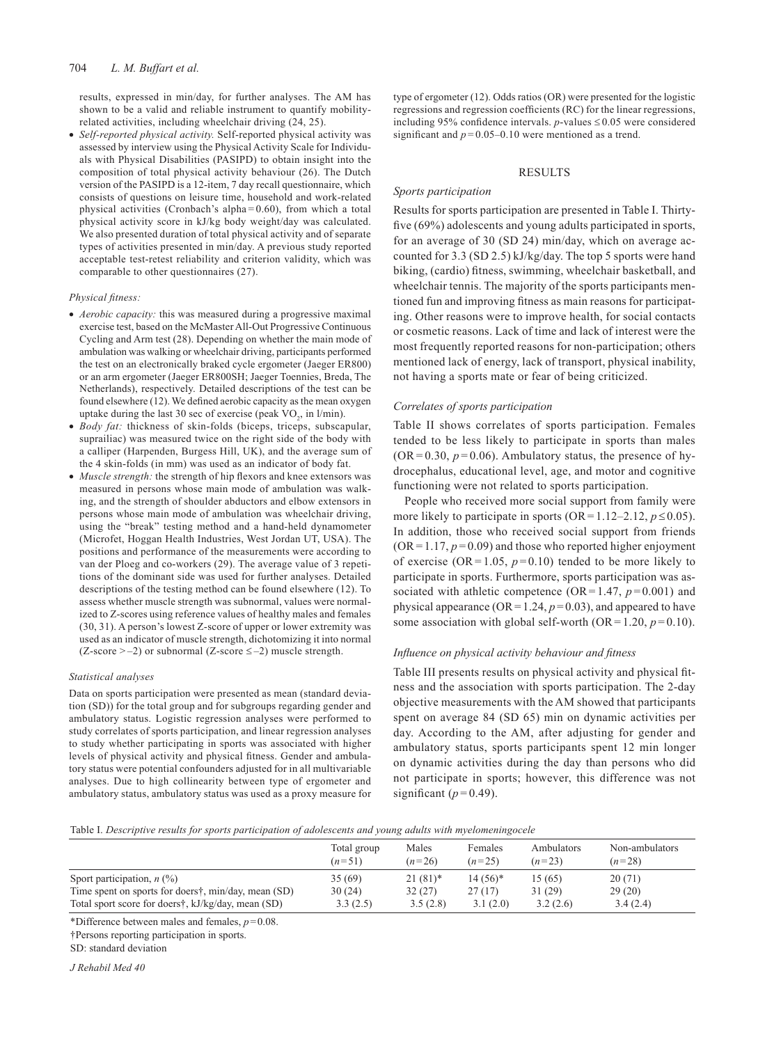results, expressed in min/day, for further analyses. The AM has shown to be a valid and reliable instrument to quantify mobility-related activities, including wheelchair driving (24, 25).

- *Self-reported physical activity.* Self-reported physical activity was assessed by interview using the Physical Activity Scale for Individuals with Physical Disabilities (PASIPD) to obtain insight into the composition of total physical activity behaviour (26). The Dutch version of the PASIPD is a 12-item, 7 day recall questionnaire, which consists of questions on leisure time, household and work-related physical activities (Cronbach's alpha = 0.60), from which a total physical activity score in kJ/kg body weight/day was calculated. We also presented duration of total physical activity and of separate types of activities presented in min/day. A previous study reported acceptable test-retest reliability and criterion validity, which was comparable to other questionnaires (27).

*Physical fitness:*

- *Aerobic capacity:* this was measured during a progressive maximal exercise test, based on the McMaster All-Out Progressive Continuous Cycling and Arm test (28). Depending on whether the main mode of ambulation was walking or wheelchair driving, participants performed the test on an electronically braked cycle ergometer (Jaeger ER800) or an arm ergometer (Jaeger ER800SH; Jaeger Toennies, Breda, The Netherlands), respectively. Detailed descriptions of the test can be found elsewhere (12). We defined aerobic capacity as the mean oxygen uptake during the last 30 sec of exercise (peak $VO_2$, in l/min).
- *Body fat:* thickness of skin-folds (biceps, triceps, subscapular, suprailiac) was measured twice on the right side of the body with a calliper (Harpenden, Burgess Hill, UK), and the average sum of the 4 skin-folds (in mm) was used as an indicator of body fat.
- *Muscle strength:* the strength of hip flexors and knee extensors was measured in persons whose main mode of ambulation was walking, and the strength of shoulder abductors and elbow extensors in persons whose main mode of ambulation was wheelchair driving, using the "break" testing method and a hand-held dynamometer (Microfet, Hoggan Health Industries, West Jordan UT, USA). The positions and performance of the measurements were according to van der Ploeg and co-workers (29). The average value of 3 repetitions of the dominant side was used for further analyses. Detailed descriptions of the testing method can be found elsewhere (12). To assess whether muscle strength was subnormal, values were normalized to Z-scores using reference values of healthy males and females (30, 31). A person's lowest Z-score of upper or lower extremity was used as an indicator of muscle strength, dichotomizing it into normal (Z-score $> -2$) or subnormal (Z-score $\leq -2$) muscle strength.

*Statistical analyses*

Data on sports participation were presented as mean (standard deviation (SD)) for the total group and for subgroups regarding gender and ambulatory status. Logistic regression analyses were performed to study correlates of sports participation, and linear regression analyses to study whether participating in sports was associated with higher levels of physical activity and physical fitness. Gender and ambulatory status were potential confounders adjusted for in all multivariable analyses. Due to high collinearity between type of ergometer and ambulatory status, ambulatory status was used as a proxy measure for type of ergometer (12). Odds ratios (OR) were presented for the logistic regressions and regression coefficients (RC) for the linear regressions, including 95% confidence intervals. *p*-values $\leq 0.05$ were considered significant and $p = 0.05$–$0.10$ were mentioned as a trend.

## RESULTS

*Sports participation*

Results for sports participation are presented in Table I. Thirty-five (69%) adolescents and young adults participated in sports, for an average of 30 (SD 24) min/day, which on average accounted for 3.3 (SD 2.5) kJ/kg/day. The top 5 sports were hand biking, (cardio) fitness, swimming, wheelchair basketball, and wheelchair tennis. The majority of the sports participants mentioned fun and improving fitness as main reasons for participating. Other reasons were to improve health, for social contacts or cosmetic reasons. Lack of time and lack of interest were the most frequently reported reasons for non-participation; others mentioned lack of energy, lack of transport, physical inability, not having a sports mate or fear of being criticized.

*Correlates of sports participation*

Table II shows correlates of sports participation. Females tended to be less likely to participate in sports than males (OR = 0.30, $p = 0.06$). Ambulatory status, the presence of hydrocephalus, educational level, age, and motor and cognitive functioning were not related to sports participation.

People who received more social support from family were more likely to participate in sports (OR = 1.12–2.12, $p \leq 0.05$). In addition, those who received social support from friends (OR = 1.17, $p = 0.09$) and those who reported higher enjoyment of exercise (OR = 1.05, $p = 0.10$) tended to be more likely to participate in sports. Furthermore, sports participation was associated with athletic competence (OR = 1.47, $p = 0.001$) and physical appearance (OR = 1.24, $p = 0.03$), and appeared to have some association with global self-worth (OR = 1.20, $p = 0.10$).

*Influence on physical activity behaviour and fitness*

Table III presents results on physical activity and physical fitness and the association with sports participation. The 2-day objective measurements with the AM showed that participants spent on average 84 (SD 65) min on dynamic activities per day. According to the AM, after adjusting for gender and ambulatory status, sports participants spent 12 min longer on dynamic activities during the day than persons who did not participate in sports; however, this difference was not significant ($p = 0.49$).

Table I. *Descriptive results for sports participation of adolescents and young adults with myelomeningocele*

| | Total group ($n = 51$) | Males ($n = 26$) | Females ($n = 25$) | Ambulators ($n = 23$) | Non-ambulators ($n = 28$) |
|---|---|---|---|---|---|
| Sport participation, *n* (%) | 35 (69) | 21 (81)* | 14 (56)* | 15 (65) | 20 (71) |
| Time spent on sports for doers†, min/day, mean (SD) | 30 (24) | 32 (27) | 27 (17) | 31 (29) | 29 (20) |
| Total sport score for doers†, kJ/kg/day, mean (SD) | 3.3 (2.5) | 3.5 (2.8) | 3.1 (2.0) | 3.2 (2.6) | 3.4 (2.4) |

*Difference between males and females, $p = 0.08$.

†Persons reporting participation in sports.

SD: standard deviation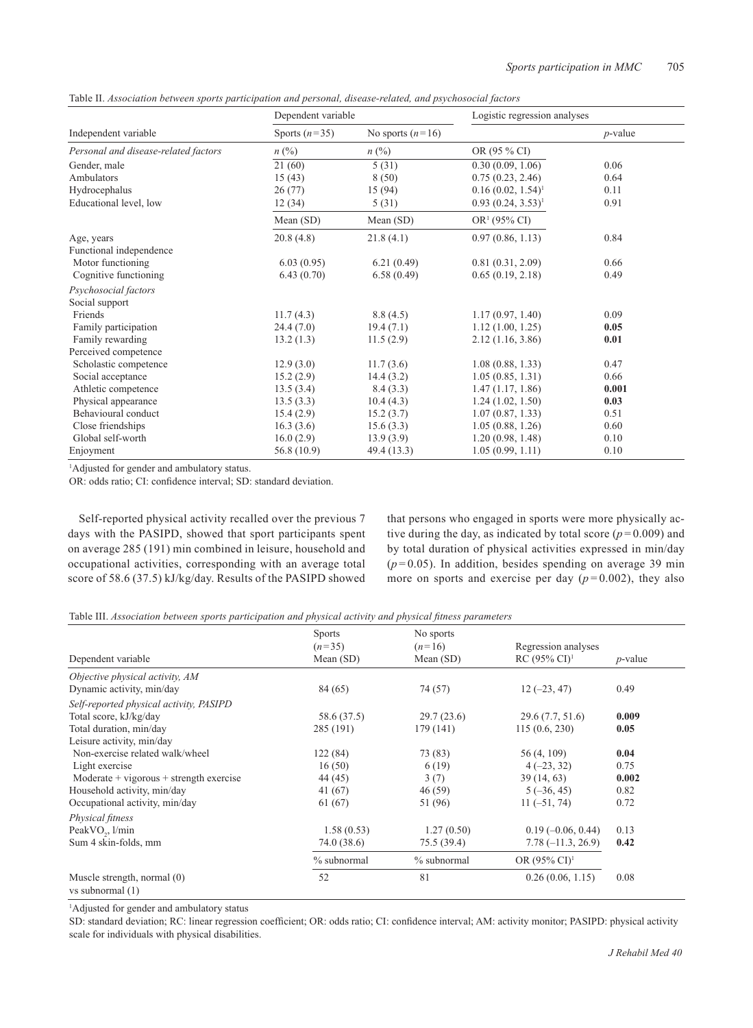Table II. *Association between sports participation and personal, disease-related, and psychosocial factors*

| | Dependent variable | | Logistic regression analyses | |
|---|---|---|---|---|
| Independent variable | Sports ($n=35$) | No sports ($n=16$) | | $p$-value |
| *Personal and disease-related factors* | $n$ (%) | $n$ (%) | OR (95 % CI) | |
| Gender, male | 21 (60) | 5 (31) | 0.30 (0.09, 1.06) | 0.06 |
| Ambulators | 15 (43) | 8 (50) | 0.75 (0.23, 2.46) | 0.64 |
| Hydrocephalus | 26 (77) | 15 (94) | 0.16 (0.02, 1.54)[1] | 0.11 |
| Educational level, low | 12 (34) | 5 (31) | 0.93 (0.24, 3.53)[1] | 0.91 |
| | Mean (SD) | Mean (SD) | OR[1] (95% CI) | |
| Age, years | 20.8 (4.8) | 21.8 (4.1) | 0.97 (0.86, 1.13) | 0.84 |
| Functional independence | | | | |
| Motor functioning | 6.03 (0.95) | 6.21 (0.49) | 0.81 (0.31, 2.09) | 0.66 |
| Cognitive functioning | 6.43 (0.70) | 6.58 (0.49) | 0.65 (0.19, 2.18) | 0.49 |
| *Psychosocial factors* | | | | |
| Social support | | | | |
| Friends | 11.7 (4.3) | 8.8 (4.5) | 1.17 (0.97, 1.40) | 0.09 |
| Family participation | 24.4 (7.0) | 19.4 (7.1) | 1.12 (1.00, 1.25) | **0.05** |
| Family rewarding | 13.2 (1.3) | 11.5 (2.9) | 2.12 (1.16, 3.86) | **0.01** |
| Perceived competence | | | | |
| Scholastic competence | 12.9 (3.0) | 11.7 (3.6) | 1.08 (0.88, 1.33) | 0.47 |
| Social acceptance | 15.2 (2.9) | 14.4 (3.2) | 1.05 (0.85, 1.31) | 0.66 |
| Athletic competence | 13.5 (3.4) | 8.4 (3.3) | 1.47 (1.17, 1.86) | **0.001** |
| Physical appearance | 13.5 (3.3) | 10.4 (4.3) | 1.24 (1.02, 1.50) | **0.03** |
| Behavioural conduct | 15.4 (2.9) | 15.2 (3.7) | 1.07 (0.87, 1.33) | 0.51 |
| Close friendships | 16.3 (3.6) | 15.6 (3.3) | 1.05 (0.88, 1.26) | 0.60 |
| Global self-worth | 16.0 (2.9) | 13.9 (3.9) | 1.20 (0.98, 1.48) | 0.10 |
| Enjoyment | 56.8 (10.9) | 49.4 (13.3) | 1.05 (0.99, 1.11) | 0.10 |

[1]Adjusted for gender and ambulatory status.

OR: odds ratio; CI: confidence interval; SD: standard deviation.

Self-reported physical activity recalled over the previous 7 days with the PASIPD, showed that sport participants spent on average 285 (191) min combined in leisure, household and occupational activities, corresponding with an average total score of 58.6 (37.5) kJ/kg/day. Results of the PASIPD showed that persons who engaged in sports were more physically active during the day, as indicated by total score ($p=0.009$) and by total duration of physical activities expressed in min/day ($p=0.05$). In addition, besides spending on average 39 min more on sports and exercise per day ($p=0.002$), they also

Table III. *Association between sports participation and physical activity and physical fitness parameters*

| Dependent variable | Sports ($n=35$) Mean (SD) | No sports ($n=16$) Mean (SD) | Regression analyses RC (95% CI)[1] | $p$-value |
|---|---|---|---|---|
| *Objective physical activity, AM* | | | | |
| Dynamic activity, min/day | 84 (65) | 74 (57) | 12 (–23, 47) | 0.49 |
| *Self-reported physical activity, PASIPD* | | | | |
| Total score, kJ/kg/day | 58.6 (37.5) | 29.7 (23.6) | 29.6 (7.7, 51.6) | **0.009** |
| Total duration, min/day | 285 (191) | 179 (141) | 115 (0.6, 230) | **0.05** |
| Leisure activity, min/day | | | | |
| Non-exercise related walk/wheel | 122 (84) | 73 (83) | 56 (4, 109) | **0.04** |
| Light exercise | 16 (50) | 6 (19) | 4 (–23, 32) | 0.75 |
| Moderate + vigorous + strength exercise | 44 (45) | 3 (7) | 39 (14, 63) | **0.002** |
| Household activity, min/day | 41 (67) | 46 (59) | 5 (–36, 45) | 0.82 |
| Occupational activity, min/day | 61 (67) | 51 (96) | 11 (–51, 74) | 0.72 |
| *Physical fitness* | | | | |
| Peak$VO_2$, l/min | 1.58 (0.53) | 1.27 (0.50) | 0.19 (–0.06, 0.44) | 0.13 |
| Sum 4 skin-folds, mm | 74.0 (38.6) | 75.5 (39.4) | 7.78 (–11.3, 26.9) | **0.42** |
| | % subnormal | % subnormal | OR (95% CI)[1] | |
| Muscle strength, normal (0) vs subnormal (1) | 52 | 81 | 0.26 (0.06, 1.15) | 0.08 |

[1]Adjusted for gender and ambulatory status

SD: standard deviation; RC: linear regression coefficient; OR: odds ratio; CI: confidence interval; AM: activity monitor; PASIPD: physical activity scale for individuals with physical disabilities.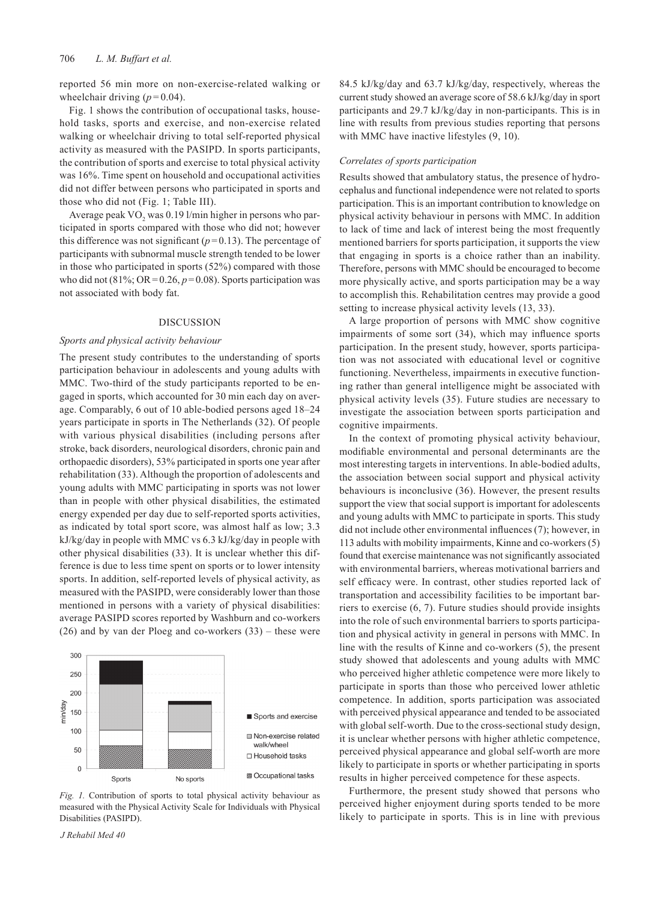reported 56 min more on non-exercise-related walking or wheelchair driving ($p = 0.04$).

Fig. 1 shows the contribution of occupational tasks, household tasks, sports and exercise, and non-exercise related walking or wheelchair driving to total self-reported physical activity as measured with the PASIPD. In sports participants, the contribution of sports and exercise to total physical activity was 16%. Time spent on household and occupational activities did not differ between persons who participated in sports and those who did not (Fig. 1; Table III).

Average peak $VO_2$ was 0.19 l/min higher in persons who participated in sports compared with those who did not; however this difference was not significant ($p = 0.13$). The percentage of participants with subnormal muscle strength tended to be lower in those who participated in sports (52%) compared with those who did not (81%; OR = 0.26, $p = 0.08$). Sports participation was not associated with body fat.

## DISCUSSION

### *Sports and physical activity behaviour*

The present study contributes to the understanding of sports participation behaviour in adolescents and young adults with MMC. Two-third of the study participants reported to be engaged in sports, which accounted for 30 min each day on average. Comparably, 6 out of 10 able-bodied persons aged 18–24 years participate in sports in The Netherlands (32). Of people with various physical disabilities (including persons after stroke, back disorders, neurological disorders, chronic pain and orthopaedic disorders), 53% participated in sports one year after rehabilitation (33). Although the proportion of adolescents and young adults with MMC participating in sports was not lower than in people with other physical disabilities, the estimated energy expended per day due to self-reported sports activities, as indicated by total sport score, was almost half as low; 3.3 kJ/kg/day in people with MMC vs 6.3 kJ/kg/day in people with other physical disabilities (33). It is unclear whether this difference is due to less time spent on sports or to lower intensity sports. In addition, self-reported levels of physical activity, as measured with the PASIPD, were considerably lower than those mentioned in persons with a variety of physical disabilities: average PASIPD scores reported by Washburn and co-workers (26) and by van der Ploeg and co-workers (33) – these were 84.5 kJ/kg/day and 63.7 kJ/kg/day, respectively, whereas the current study showed an average score of 58.6 kJ/kg/day in sport participants and 29.7 kJ/kg/day in non-participants. This is in line with results from previous studies reporting that persons with MMC have inactive lifestyles (9, 10).

*Fig. 1.* Contribution of sports to total physical activity behaviour as measured with the Physical Activity Scale for Individuals with Physical Disabilities (PASIPD).

### *Correlates of sports participation*

Results showed that ambulatory status, the presence of hydrocephalus and functional independence were not related to sports participation. This is an important contribution to knowledge on physical activity behaviour in persons with MMC. In addition to lack of time and lack of interest being the most frequently mentioned barriers for sports participation, it supports the view that engaging in sports is a choice rather than an inability. Therefore, persons with MMC should be encouraged to become more physically active, and sports participation may be a way to accomplish this. Rehabilitation centres may provide a good setting to increase physical activity levels (13, 33).

A large proportion of persons with MMC show cognitive impairments of some sort (34), which may influence sports participation. In the present study, however, sports participation was not associated with educational level or cognitive functioning. Nevertheless, impairments in executive functioning rather than general intelligence might be associated with physical activity levels (35). Future studies are necessary to investigate the association between sports participation and cognitive impairments.

In the context of promoting physical activity behaviour, modifiable environmental and personal determinants are the most interesting targets in interventions. In able-bodied adults, the association between social support and physical activity behaviours is inconclusive (36). However, the present results support the view that social support is important for adolescents and young adults with MMC to participate in sports. This study did not include other environmental influences (7); however, in 113 adults with mobility impairments, Kinne and co-workers (5) found that exercise maintenance was not significantly associated with environmental barriers, whereas motivational barriers and self efficacy were. In contrast, other studies reported lack of transportation and accessibility facilities to be important barriers to exercise (6, 7). Future studies should provide insights into the role of such environmental barriers to sports participation and physical activity in general in persons with MMC. In line with the results of Kinne and co-workers (5), the present study showed that adolescents and young adults with MMC who perceived higher athletic competence were more likely to participate in sports than those who perceived lower athletic competence. In addition, sports participation was associated with perceived physical appearance and tended to be associated with global self-worth. Due to the cross-sectional study design, it is unclear whether persons with higher athletic competence, perceived physical appearance and global self-worth are more likely to participate in sports or whether participating in sports results in higher perceived competence for these aspects.

Furthermore, the present study showed that persons who perceived higher enjoyment during sports tended to be more likely to participate in sports. This is in line with previous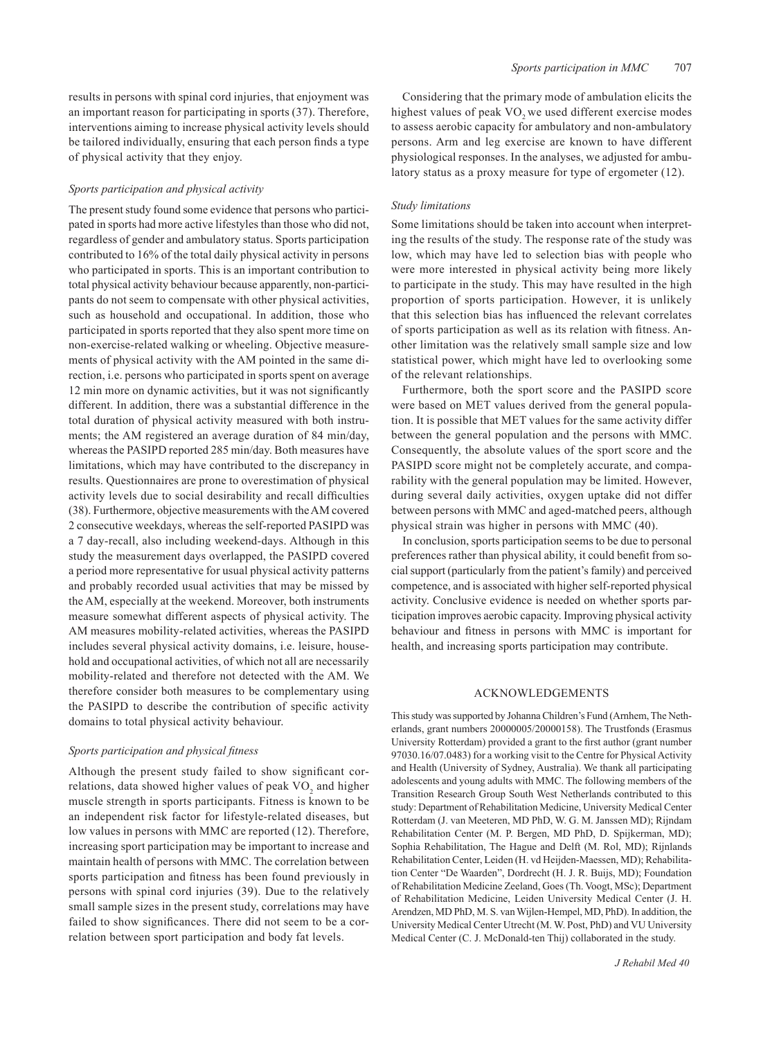results in persons with spinal cord injuries, that enjoyment was an important reason for participating in sports (37). Therefore, interventions aiming to increase physical activity levels should be tailored individually, ensuring that each person finds a type of physical activity that they enjoy.

### *Sports participation and physical activity*

The present study found some evidence that persons who participated in sports had more active lifestyles than those who did not, regardless of gender and ambulatory status. Sports participation contributed to 16% of the total daily physical activity in persons who participated in sports. This is an important contribution to total physical activity behaviour because apparently, non-participants do not seem to compensate with other physical activities, such as household and occupational. In addition, those who participated in sports reported that they also spent more time on non-exercise-related walking or wheeling. Objective measurements of physical activity with the AM pointed in the same direction, i.e. persons who participated in sports spent on average 12 min more on dynamic activities, but it was not significantly different. In addition, there was a substantial difference in the total duration of physical activity measured with both instruments; the AM registered an average duration of 84 min/day, whereas the PASIPD reported 285 min/day. Both measures have limitations, which may have contributed to the discrepancy in results. Questionnaires are prone to overestimation of physical activity levels due to social desirability and recall difficulties (38). Furthermore, objective measurements with the AM covered 2 consecutive weekdays, whereas the self-reported PASIPD was a 7 day-recall, also including weekend-days. Although in this study the measurement days overlapped, the PASIPD covered a period more representative for usual physical activity patterns and probably recorded usual activities that may be missed by the AM, especially at the weekend. Moreover, both instruments measure somewhat different aspects of physical activity. The AM measures mobility-related activities, whereas the PASIPD includes several physical activity domains, i.e. leisure, household and occupational activities, of which not all are necessarily mobility-related and therefore not detected with the AM. We therefore consider both measures to be complementary using the PASIPD to describe the contribution of specific activity domains to total physical activity behaviour.

### *Sports participation and physical fitness*

Although the present study failed to show significant correlations, data showed higher values of peak $VO_2$ and higher muscle strength in sports participants. Fitness is known to be an independent risk factor for lifestyle-related diseases, but low values in persons with MMC are reported (12). Therefore, increasing sport participation may be important to increase and maintain health of persons with MMC. The correlation between sports participation and fitness has been found previously in persons with spinal cord injuries (39). Due to the relatively small sample sizes in the present study, correlations may have failed to show significances. There did not seem to be a correlation between sport participation and body fat levels.

Considering that the primary mode of ambulation elicits the highest values of peak $VO_2$ we used different exercise modes to assess aerobic capacity for ambulatory and non-ambulatory persons. Arm and leg exercise are known to have different physiological responses. In the analyses, we adjusted for ambulatory status as a proxy measure for type of ergometer (12).

### *Study limitations*

Some limitations should be taken into account when interpreting the results of the study. The response rate of the study was low, which may have led to selection bias with people who were more interested in physical activity being more likely to participate in the study. This may have resulted in the high proportion of sports participation. However, it is unlikely that this selection bias has influenced the relevant correlates of sports participation as well as its relation with fitness. Another limitation was the relatively small sample size and low statistical power, which might have led to overlooking some of the relevant relationships.

Furthermore, both the sport score and the PASIPD score were based on MET values derived from the general population. It is possible that MET values for the same activity differ between the general population and the persons with MMC. Consequently, the absolute values of the sport score and the PASIPD score might not be completely accurate, and comparability with the general population may be limited. However, during several daily activities, oxygen uptake did not differ between persons with MMC and aged-matched peers, although physical strain was higher in persons with MMC (40).

In conclusion, sports participation seems to be due to personal preferences rather than physical ability, it could benefit from social support (particularly from the patient's family) and perceived competence, and is associated with higher self-reported physical activity. Conclusive evidence is needed on whether sports participation improves aerobic capacity. Improving physical activity behaviour and fitness in persons with MMC is important for health, and increasing sports participation may contribute.

## ACKNOWLEDGEMENTS

This study was supported by Johanna Children's Fund (Arnhem, The Netherlands, grant numbers 20000005/20000158). The Trustfonds (Erasmus University Rotterdam) provided a grant to the first author (grant number 97030.16/07.0483) for a working visit to the Centre for Physical Activity and Health (University of Sydney, Australia). We thank all participating adolescents and young adults with MMC. The following members of the Transition Research Group South West Netherlands contributed to this study: Department of Rehabilitation Medicine, University Medical Center Rotterdam (J. van Meeteren, MD PhD, W. G. M. Janssen MD); Rijndam Rehabilitation Center (M. P. Bergen, MD PhD, D. Spijkerman, MD); Sophia Rehabilitation, The Hague and Delft (M. Rol, MD); Rijnlands Rehabilitation Center, Leiden (H. vd Heijden-Maessen, MD); Rehabilitation Center "De Waarden", Dordrecht (H. J. R. Buijs, MD); Foundation of Rehabilitation Medicine Zeeland, Goes (Th. Voogt, MSc); Department of Rehabilitation Medicine, Leiden University Medical Center (J. H. Arendzen, MD PhD, M. S. van Wijlen-Hempel, MD, PhD). In addition, the University Medical Center Utrecht (M. W. Post, PhD) and VU University Medical Center (C. J. McDonald-ten Thij) collaborated in the study.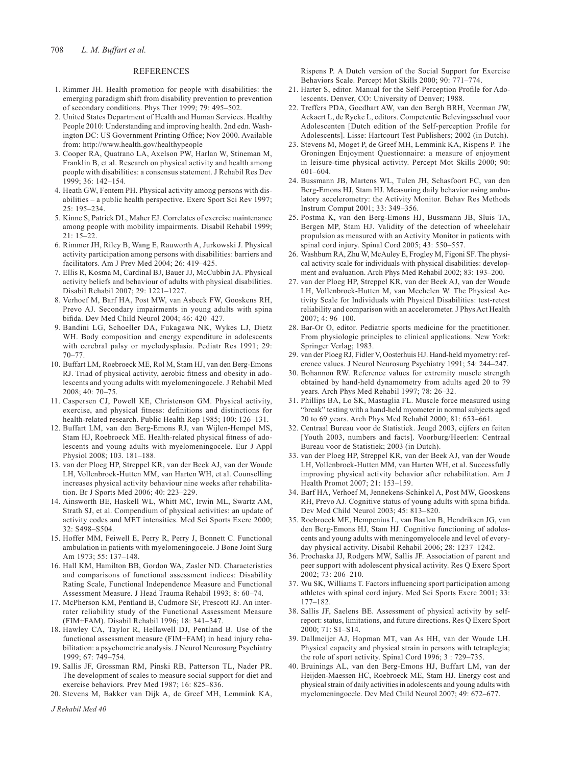## REFERENCES

1. Rimmer JH. Health promotion for people with disabilities: the emerging paradigm shift from disability prevention to prevention of secondary conditions. Phys Ther 1999; 79: 495–502.
2. United States Department of Health and Human Services. Healthy People 2010: Understanding and improving health. 2nd edn. Washington DC: US Government Printing Office; Nov 2000. Available from: http://www.health.gov/healthypeople
3. Cooper RA, Quatrano LA, Axelson PW, Harlan W, Stineman M, Franklin B, et al. Research on physical activity and health among people with disabilities: a consensus statement. J Rehabil Res Dev 1999; 36: 142–154.
4. Heath GW, Fentem PH. Physical activity among persons with disabilities – a public health perspective. Exerc Sport Sci Rev 1997; 25: 195–234.
5. Kinne S, Patrick DL, Maher EJ. Correlates of exercise maintenance among people with mobility impairments. Disabil Rehabil 1999; 21: 15–22.
6. Rimmer JH, Riley B, Wang E, Rauworth A, Jurkowski J. Physical activity participation among persons with disabilities: barriers and facilitators. Am J Prev Med 2004; 26: 419–425.
7. Ellis R, Kosma M, Cardinal BJ, Bauer JJ, McCubbin JA. Physical activity beliefs and behaviour of adults with physical disabilities. Disabil Rehabil 2007; 29: 1221–1227.
8. Verhoef M, Barf HA, Post MW, van Asbeck FW, Gooskens RH, Prevo AJ. Secondary impairments in young adults with spina bifida. Dev Med Child Neurol 2004; 46: 420–427.
9. Bandini LG, Schoeller DA, Fukagawa NK, Wykes LJ, Dietz WH. Body composition and energy expenditure in adolescents with cerebral palsy or myelodysplasia. Pediatr Res 1991; 29: 70–77.
10. Buffart LM, Roebroeck ME, Rol M, Stam HJ, van den Berg-Emons RJ. Triad of physical activity, aerobic fitness and obesity in adolescents and young adults with myelomeningocele. J Rehabil Med 2008; 40: 70–75.
11. Caspersen CJ, Powell KE, Christenson GM. Physical activity, exercise, and physical fitness: definitions and distinctions for health-related research. Public Health Rep 1985; 100: 126–131.
12. Buffart LM, van den Berg-Emons RJ, van Wijlen-Hempel MS, Stam HJ, Roebroeck ME. Health-related physical fitness of adolescents and young adults with myelomeningocele. Eur J Appl Physiol 2008; 103. 181–188.
13. van der Ploeg HP, Streppel KR, van der Beek AJ, van der Woude LH, Vollenbroek-Hutten MM, van Harten WH, et al. Counselling increases physical activity behaviour nine weeks after rehabilitation. Br J Sports Med 2006; 40: 223–229.
14. Ainsworth BE, Haskell WL, Whitt MC, Irwin ML, Swartz AM, Strath SJ, et al. Compendium of physical activities: an update of activity codes and MET intensities. Med Sci Sports Exerc 2000; 32: S498–S504.
15. Hoffer MM, Feiwell E, Perry R, Perry J, Bonnett C. Functional ambulation in patients with myelomeningocele. J Bone Joint Surg Am 1973; 55: 137–148.
16. Hall KM, Hamilton BB, Gordon WA, Zasler ND. Characteristics and comparisons of functional assessment indices: Disability Rating Scale, Functional Independence Measure and Functional Assessment Measure. J Head Trauma Rehabil 1993; 8: 60–74.
17. McPherson KM, Pentland B, Cudmore SF, Prescott RJ. An inter-rater reliability study of the Functional Assessment Measure (FIM+FAM). Disabil Rehabil 1996; 18: 341–347.
18. Hawley CA, Taylor R, Hellawell DJ, Pentland B. Use of the functional assessment measure (FIM+FAM) in head injury rehabilitation: a psychometric analysis. J Neurol Neurosurg Psychiatry 1999; 67: 749–754.
19. Sallis JF, Grossman RM, Pinski RB, Patterson TL, Nader PR. The development of scales to measure social support for diet and exercise behaviors. Prev Med 1987; 16: 825–836.
20. Stevens M, Bakker van Dijk A, de Greef MH, Lemmink KA, Rispens P. A Dutch version of the Social Support for Exercise Behaviors Scale. Percept Mot Skills 2000; 90: 771–774.
21. Harter S, editor. Manual for the Self-Perception Profile for Adolescents. Denver, CO: University of Denver; 1988.
22. Treffers PDA, Goedhart AW, van den Bergh BRH, Veerman JW, Ackaert L, de Rycke L, editors. Competentie Belevingsschaal voor Adolescenten [Dutch edition of the Self-perception Profile for Adolescents]. Lisse: Hartcourt Test Publishers; 2002 (in Dutch).
23. Stevens M, Moget P, de Greef MH, Lemmink KA, Rispens P. The Groningen Enjoyment Questionnaire: a measure of enjoyment in leisure-time physical activity. Percept Mot Skills 2000; 90: 601–604.
24. Bussmann JB, Martens WL, Tulen JH, Schasfoort FC, van den Berg-Emons HJ, Stam HJ. Measuring daily behavior using ambulatory accelerometry: the Activity Monitor. Behav Res Methods Instrum Comput 2001; 33: 349–356.
25. Postma K, van den Berg-Emons HJ, Bussmann JB, Sluis TA, Bergen MP, Stam HJ. Validity of the detection of wheelchair propulsion as measured with an Activity Monitor in patients with spinal cord injury. Spinal Cord 2005; 43: 550–557.
26. Washburn RA, Zhu W, McAuley E, Frogley M, Figoni SF. The physical activity scale for individuals with physical disabilities: development and evaluation. Arch Phys Med Rehabil 2002; 83: 193–200.
27. van der Ploeg HP, Streppel KR, van der Beek AJ, van der Woude LH, Vollenbroek-Hutten M, van Mechelen W. The Physical Activity Scale for Individuals with Physical Disabilities: test-retest reliability and comparison with an accelerometer. J Phys Act Health 2007; 4: 96–100.
28. Bar-Or O, editor. Pediatric sports medicine for the practitioner. From physiologic principles to clinical applications. New York: Springer Verlag; 1983.
29. van der Ploeg RJ, Fidler V, Oosterhuis HJ. Hand-held myometry: reference values. J Neurol Neurosurg Psychiatry 1991; 54: 244–247.
30. Bohannon RW. Reference values for extremity muscle strength obtained by hand-held dynamometry from adults aged 20 to 79 years. Arch Phys Med Rehabil 1997; 78: 26–32.
31. Phillips BA, Lo SK, Mastaglia FL. Muscle force measured using "break" testing with a hand-held myometer in normal subjects aged 20 to 69 years. Arch Phys Med Rehabil 2000; 81: 653–661.
32. Centraal Bureau voor de Statistiek. Jeugd 2003, cijfers en feiten [Youth 2003, numbers and facts]. Voorburg/Heerlen: Centraal Bureau voor de Statistiek; 2003 (in Dutch).
33. van der Ploeg HP, Streppel KR, van der Beek AJ, van der Woude LH, Vollenbroek-Hutten MM, van Harten WH, et al. Successfully improving physical activity behavior after rehabilitation. Am J Health Promot 2007; 21: 153–159.
34. Barf HA, Verhoef M, Jennekens-Schinkel A, Post MW, Gooskens RH, Prevo AJ. Cognitive status of young adults with spina bifida. Dev Med Child Neurol 2003; 45: 813–820.
35. Roebroeck ME, Hempenius L, van Baalen B, Hendriksen JG, van den Berg-Emons HJ, Stam HJ. Cognitive functioning of adolescents and young adults with meningomyelocele and level of everyday physical activity. Disabil Rehabil 2006; 28: 1237–1242.
36. Prochaska JJ, Rodgers MW, Sallis JF. Association of parent and peer support with adolescent physical activity. Res Q Exerc Sport 2002; 73: 206–210.
37. Wu SK, Williams T. Factors influencing sport participation among athletes with spinal cord injury. Med Sci Sports Exerc 2001; 33: 177–182.
38. Sallis JF, Saelens BE. Assessment of physical activity by self-report: status, limitations, and future directions. Res Q Exerc Sport 2000; 71: S1–S14.
39. Dallmeijer AJ, Hopman MT, van As HH, van der Woude LH. Physical capacity and physical strain in persons with tetraplegia; the role of sport activity. Spinal Cord 1996; 3 : 729–735.
40. Bruinings AL, van den Berg-Emons HJ, Buffart LM, van der Heijden-Maessen HC, Roebroeck ME, Stam HJ. Energy cost and physical strain of daily activities in adolescents and young adults with myelomeningocele. Dev Med Child Neurol 2007; 49: 672–677.